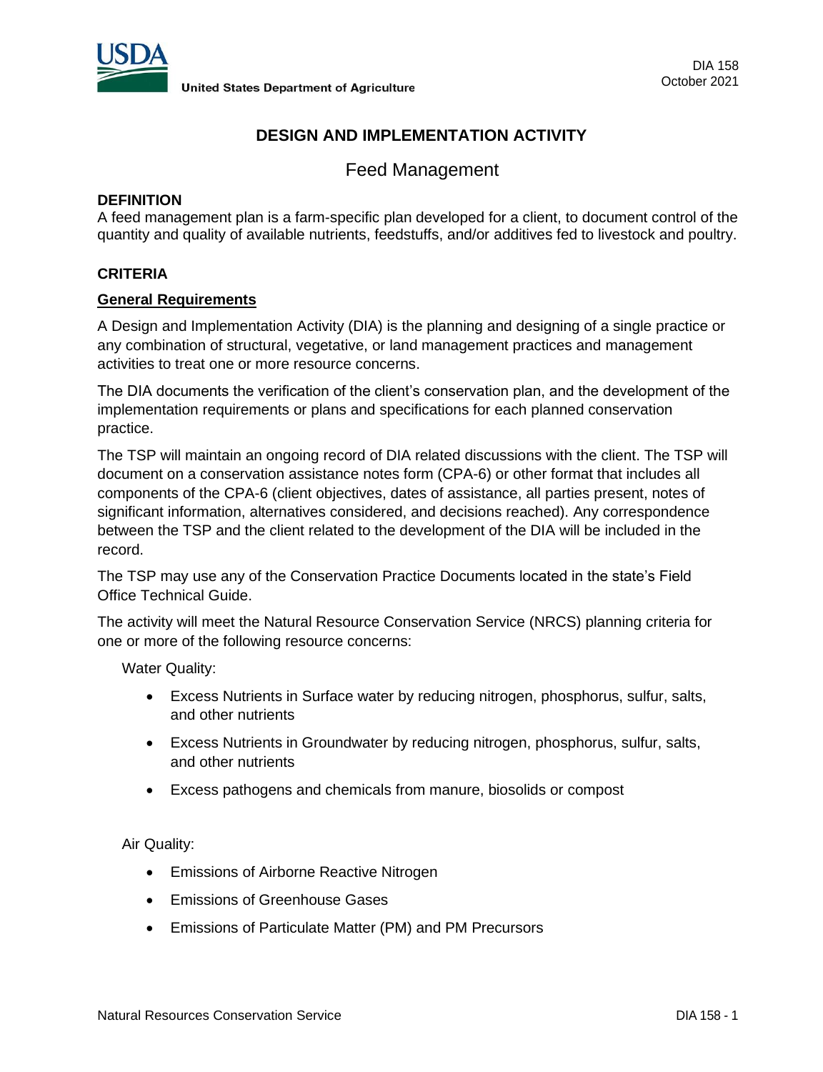United States Department of Agriculture

DIA 158
October 2021

# DESIGN AND IMPLEMENTATION ACTIVITY

## Feed Management

### DEFINITION

A feed management plan is a farm-specific plan developed for a client, to document control of the quantity and quality of available nutrients, feedstuffs, and/or additives fed to livestock and poultry.

### CRITERIA

#### General Requirements

A Design and Implementation Activity (DIA) is the planning and designing of a single practice or any combination of structural, vegetative, or land management practices and management activities to treat one or more resource concerns.

The DIA documents the verification of the client's conservation plan, and the development of the implementation requirements or plans and specifications for each planned conservation practice.

The TSP will maintain an ongoing record of DIA related discussions with the client. The TSP will document on a conservation assistance notes form (CPA-6) or other format that includes all components of the CPA-6 (client objectives, dates of assistance, all parties present, notes of significant information, alternatives considered, and decisions reached). Any correspondence between the TSP and the client related to the development of the DIA will be included in the record.

The TSP may use any of the Conservation Practice Documents located in the state's Field Office Technical Guide.

The activity will meet the Natural Resource Conservation Service (NRCS) planning criteria for one or more of the following resource concerns:

Water Quality:

- Excess Nutrients in Surface water by reducing nitrogen, phosphorus, sulfur, salts, and other nutrients
- Excess Nutrients in Groundwater by reducing nitrogen, phosphorus, sulfur, salts, and other nutrients
- Excess pathogens and chemicals from manure, biosolids or compost

Air Quality:

- Emissions of Airborne Reactive Nitrogen
- Emissions of Greenhouse Gases
- Emissions of Particulate Matter (PM) and PM Precursors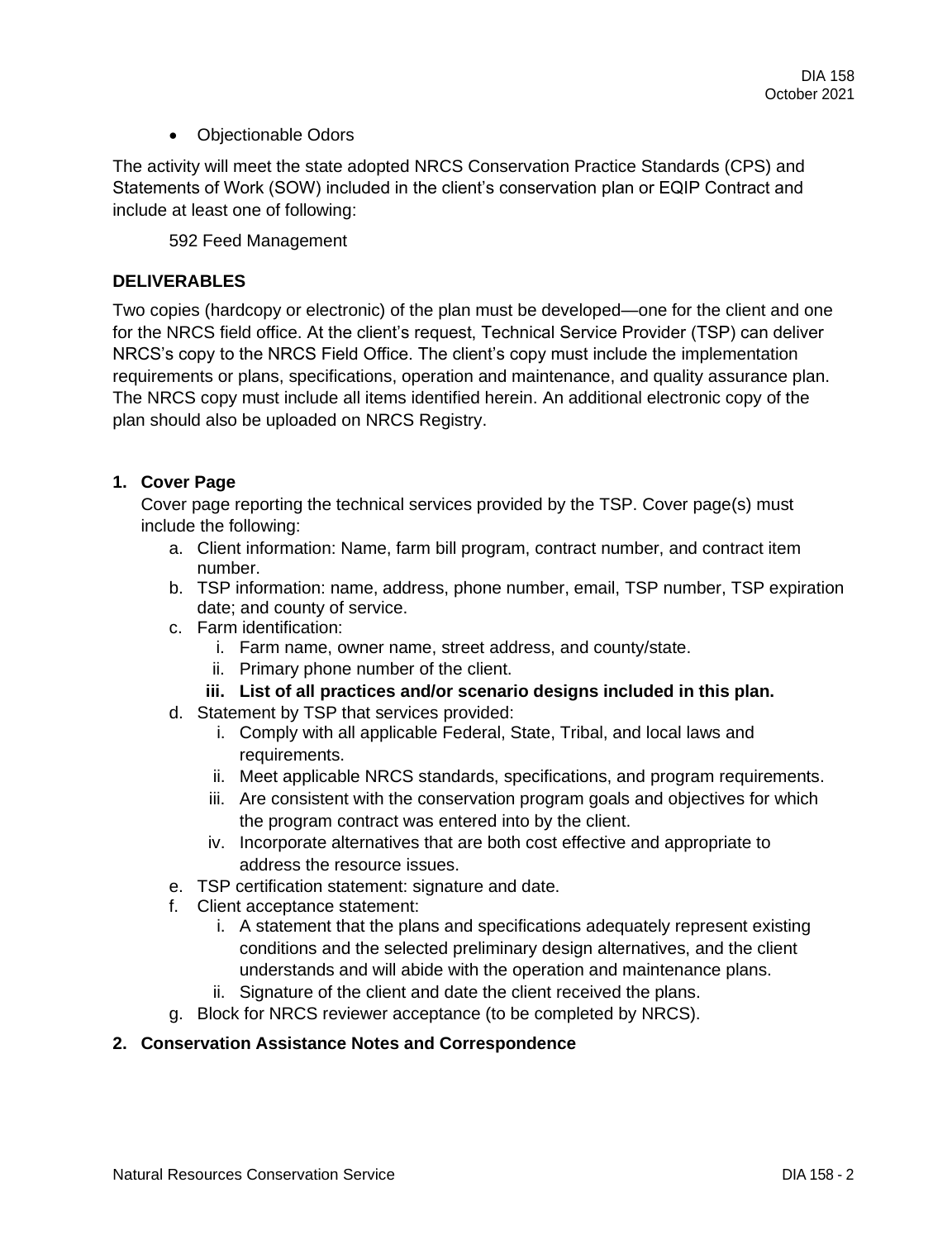- Objectionable Odors

The activity will meet the state adopted NRCS Conservation Practice Standards (CPS) and Statements of Work (SOW) included in the client's conservation plan or EQIP Contract and include at least one of following:

592 Feed Management

## DELIVERABLES

Two copies (hardcopy or electronic) of the plan must be developed—one for the client and one for the NRCS field office. At the client's request, Technical Service Provider (TSP) can deliver NRCS's copy to the NRCS Field Office. The client's copy must include the implementation requirements or plans, specifications, operation and maintenance, and quality assurance plan. The NRCS copy must include all items identified herein. An additional electronic copy of the plan should also be uploaded on NRCS Registry.

### 1. Cover Page

Cover page reporting the technical services provided by the TSP. Cover page(s) must include the following:

a. Client information: Name, farm bill program, contract number, and contract item number.
b. TSP information: name, address, phone number, email, TSP number, TSP expiration date; and county of service.
c. Farm identification:
   i. Farm name, owner name, street address, and county/state.
   ii. Primary phone number of the client.
   **iii. List of all practices and/or scenario designs included in this plan.**
d. Statement by TSP that services provided:
   i. Comply with all applicable Federal, State, Tribal, and local laws and requirements.
   ii. Meet applicable NRCS standards, specifications, and program requirements.
   iii. Are consistent with the conservation program goals and objectives for which the program contract was entered into by the client.
   iv. Incorporate alternatives that are both cost effective and appropriate to address the resource issues.
e. TSP certification statement: signature and date.
f. Client acceptance statement:
   i. A statement that the plans and specifications adequately represent existing conditions and the selected preliminary design alternatives, and the client understands and will abide with the operation and maintenance plans.
   ii. Signature of the client and date the client received the plans.
g. Block for NRCS reviewer acceptance (to be completed by NRCS).

### 2. Conservation Assistance Notes and Correspondence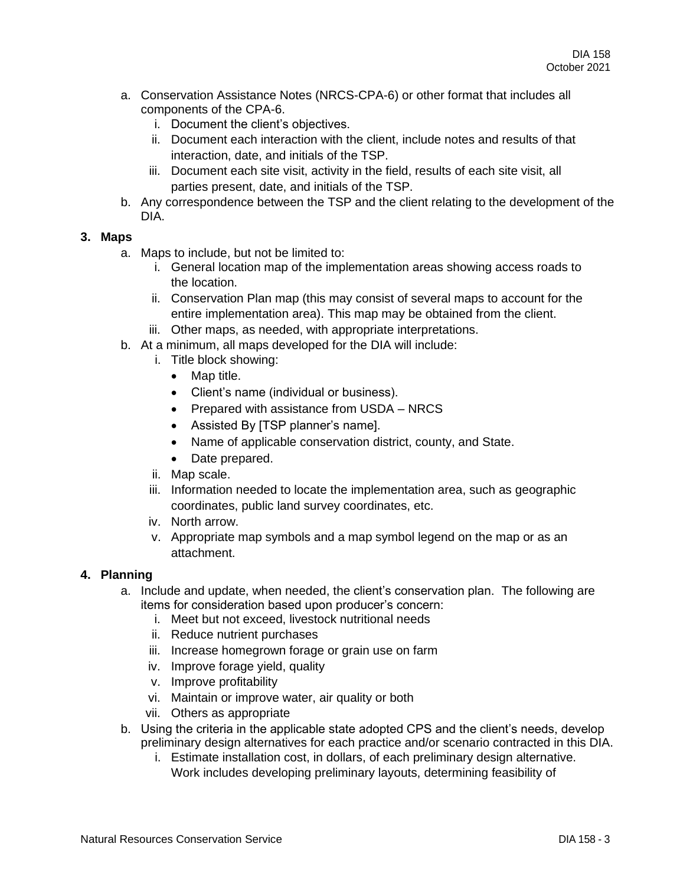a. Conservation Assistance Notes (NRCS-CPA-6) or other format that includes all components of the CPA-6.
   i. Document the client's objectives.
   ii. Document each interaction with the client, include notes and results of that interaction, date, and initials of the TSP.
   iii. Document each site visit, activity in the field, results of each site visit, all parties present, date, and initials of the TSP.
b. Any correspondence between the TSP and the client relating to the development of the DIA.

**3. Maps**

a. Maps to include, but not be limited to:
   i. General location map of the implementation areas showing access roads to the location.
   ii. Conservation Plan map (this may consist of several maps to account for the entire implementation area). This map may be obtained from the client.
   iii. Other maps, as needed, with appropriate interpretations.
b. At a minimum, all maps developed for the DIA will include:
   i. Title block showing:
      - Map title.
      - Client's name (individual or business).
      - Prepared with assistance from USDA – NRCS
      - Assisted By [TSP planner's name].
      - Name of applicable conservation district, county, and State.
      - Date prepared.
   ii. Map scale.
   iii. Information needed to locate the implementation area, such as geographic coordinates, public land survey coordinates, etc.
   iv. North arrow.
   v. Appropriate map symbols and a map symbol legend on the map or as an attachment.

**4. Planning**

a. Include and update, when needed, the client's conservation plan. The following are items for consideration based upon producer's concern:
   i. Meet but not exceed, livestock nutritional needs
   ii. Reduce nutrient purchases
   iii. Increase homegrown forage or grain use on farm
   iv. Improve forage yield, quality
   v. Improve profitability
   vi. Maintain or improve water, air quality or both
   vii. Others as appropriate
b. Using the criteria in the applicable state adopted CPS and the client's needs, develop preliminary design alternatives for each practice and/or scenario contracted in this DIA.
   i. Estimate installation cost, in dollars, of each preliminary design alternative. Work includes developing preliminary layouts, determining feasibility of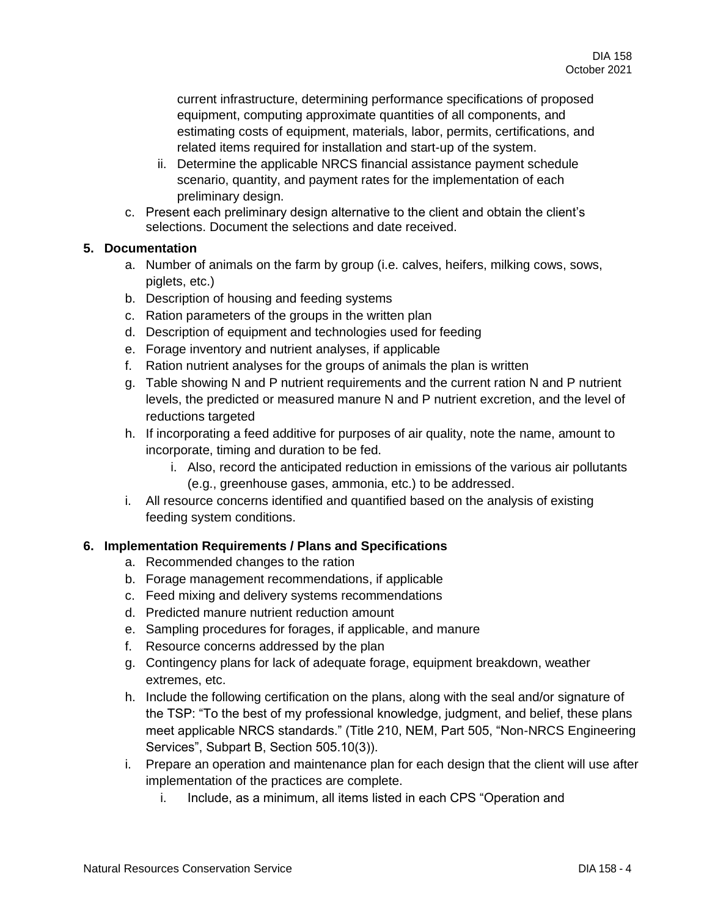current infrastructure, determining performance specifications of proposed equipment, computing approximate quantities of all components, and estimating costs of equipment, materials, labor, permits, certifications, and related items required for installation and start-up of the system.

   ii. Determine the applicable NRCS financial assistance payment schedule scenario, quantity, and payment rates for the implementation of each preliminary design.

c. Present each preliminary design alternative to the client and obtain the client's selections. Document the selections and date received.

**5. Documentation**

a. Number of animals on the farm by group (i.e. calves, heifers, milking cows, sows, piglets, etc.)
b. Description of housing and feeding systems
c. Ration parameters of the groups in the written plan
d. Description of equipment and technologies used for feeding
e. Forage inventory and nutrient analyses, if applicable
f. Ration nutrient analyses for the groups of animals the plan is written
g. Table showing N and P nutrient requirements and the current ration N and P nutrient levels, the predicted or measured manure N and P nutrient excretion, and the level of reductions targeted
h. If incorporating a feed additive for purposes of air quality, note the name, amount to incorporate, timing and duration to be fed.
   i. Also, record the anticipated reduction in emissions of the various air pollutants (e.g., greenhouse gases, ammonia, etc.) to be addressed.
i. All resource concerns identified and quantified based on the analysis of existing feeding system conditions.

**6. Implementation Requirements / Plans and Specifications**

a. Recommended changes to the ration
b. Forage management recommendations, if applicable
c. Feed mixing and delivery systems recommendations
d. Predicted manure nutrient reduction amount
e. Sampling procedures for forages, if applicable, and manure
f. Resource concerns addressed by the plan
g. Contingency plans for lack of adequate forage, equipment breakdown, weather extremes, etc.
h. Include the following certification on the plans, along with the seal and/or signature of the TSP: "To the best of my professional knowledge, judgment, and belief, these plans meet applicable NRCS standards." (Title 210, NEM, Part 505, "Non-NRCS Engineering Services", Subpart B, Section 505.10(3)).
i. Prepare an operation and maintenance plan for each design that the client will use after implementation of the practices are complete.
   i. Include, as a minimum, all items listed in each CPS "Operation and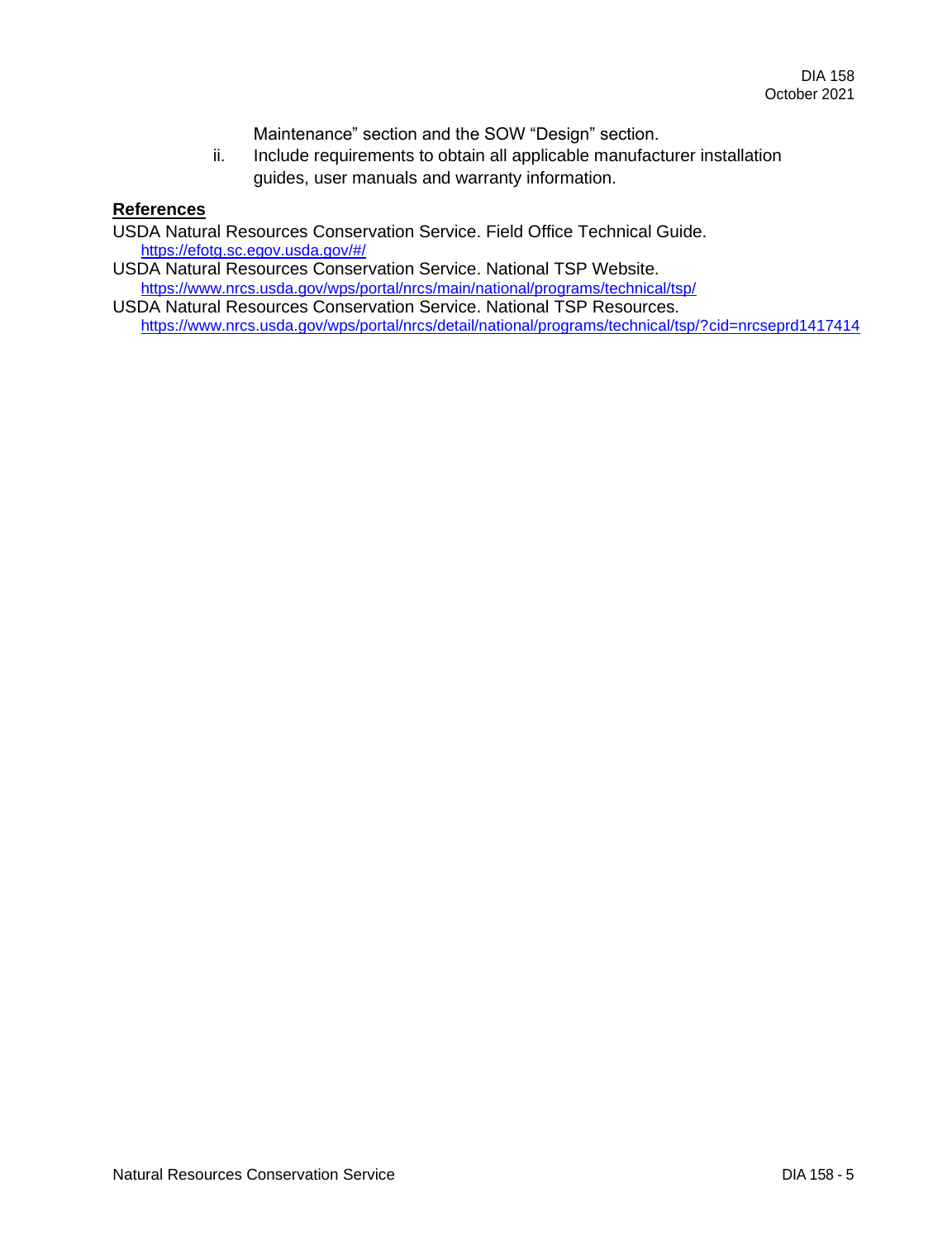Maintenance" section and the SOW "Design" section.

ii. Include requirements to obtain all applicable manufacturer installation guides, user manuals and warranty information.

## References

USDA Natural Resources Conservation Service. Field Office Technical Guide. https://efotg.sc.egov.usda.gov/#/

USDA Natural Resources Conservation Service. National TSP Website. https://www.nrcs.usda.gov/wps/portal/nrcs/main/national/programs/technical/tsp/

USDA Natural Resources Conservation Service. National TSP Resources. https://www.nrcs.usda.gov/wps/portal/nrcs/detail/national/programs/technical/tsp/?cid=nrcseprd1417414